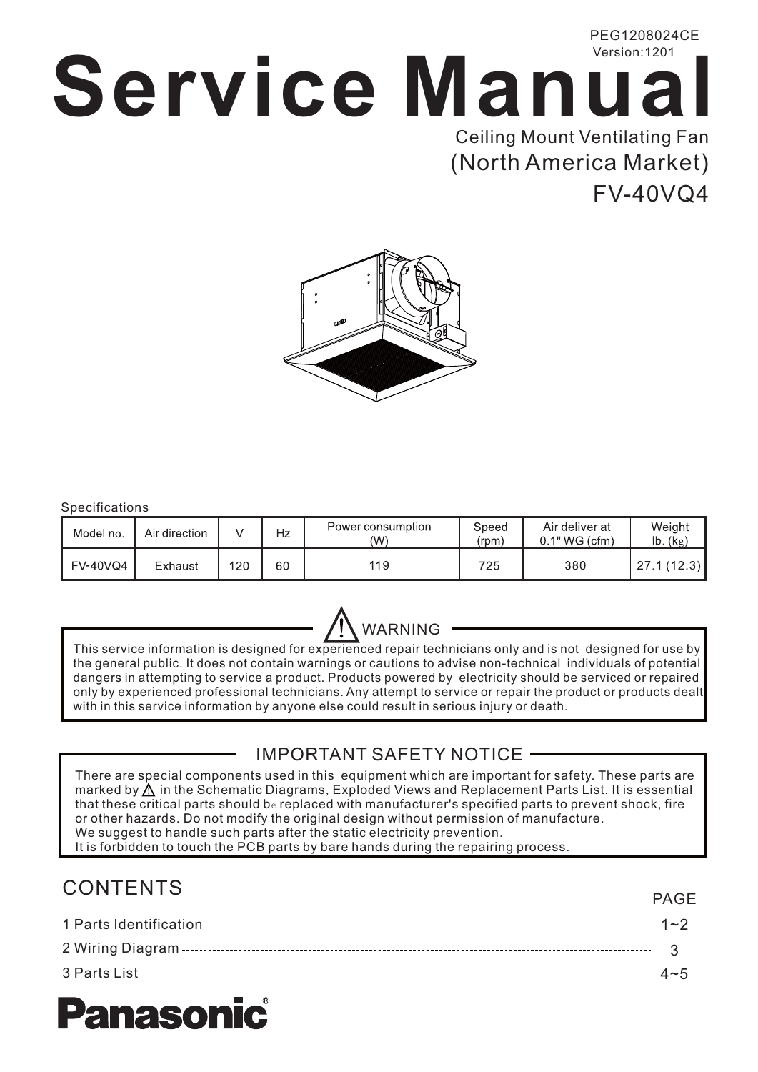PEG1208024CE
Version:1201

# Service Manual

## Ceiling Mount Ventilating Fan
## (North America Market)
## FV-40VQ4

Specifications

| Model no. | Air direction | V | Hz | Power consumption (W) | Speed (rpm) | Air deliver at 0.1" WG (cfm) | Weight lb. (kg) |
|---|---|---|---|---|---|---|---|
| FV-40VQ4 | Exhaust | 120 | 60 | 119 | 725 | 380 | 27.1 (12.3) |

### ⚠ WARNING

This service information is designed for experienced repair technicians only and is not designed for use by the general public. It does not contain warnings or cautions to advise non-technical individuals of potential dangers in attempting to service a product. Products powered by electricity should be serviced or repaired only by experienced professional technicians. Any attempt to service or repair the product or products dealt with in this service information by anyone else could result in serious injury or death.

### IMPORTANT SAFETY NOTICE

There are special components used in this equipment which are important for safety. These parts are marked by ⚠ in the Schematic Diagrams, Exploded Views and Replacement Parts List. It is essential that these critical parts should be replaced with manufacturer's specified parts to prevent shock, fire or other hazards. Do not modify the original design without permission of manufacture.
We suggest to handle such parts after the static electricity prevention.
It is forbidden to touch the PCB parts by bare hands during the repairing process.

## CONTENTS

| | PAGE |
|---|---|
| 1 Parts Identification | 1~2 |
| 2 Wiring Diagram | 3 |
| 3 Parts List | 4~5 |

Panasonic®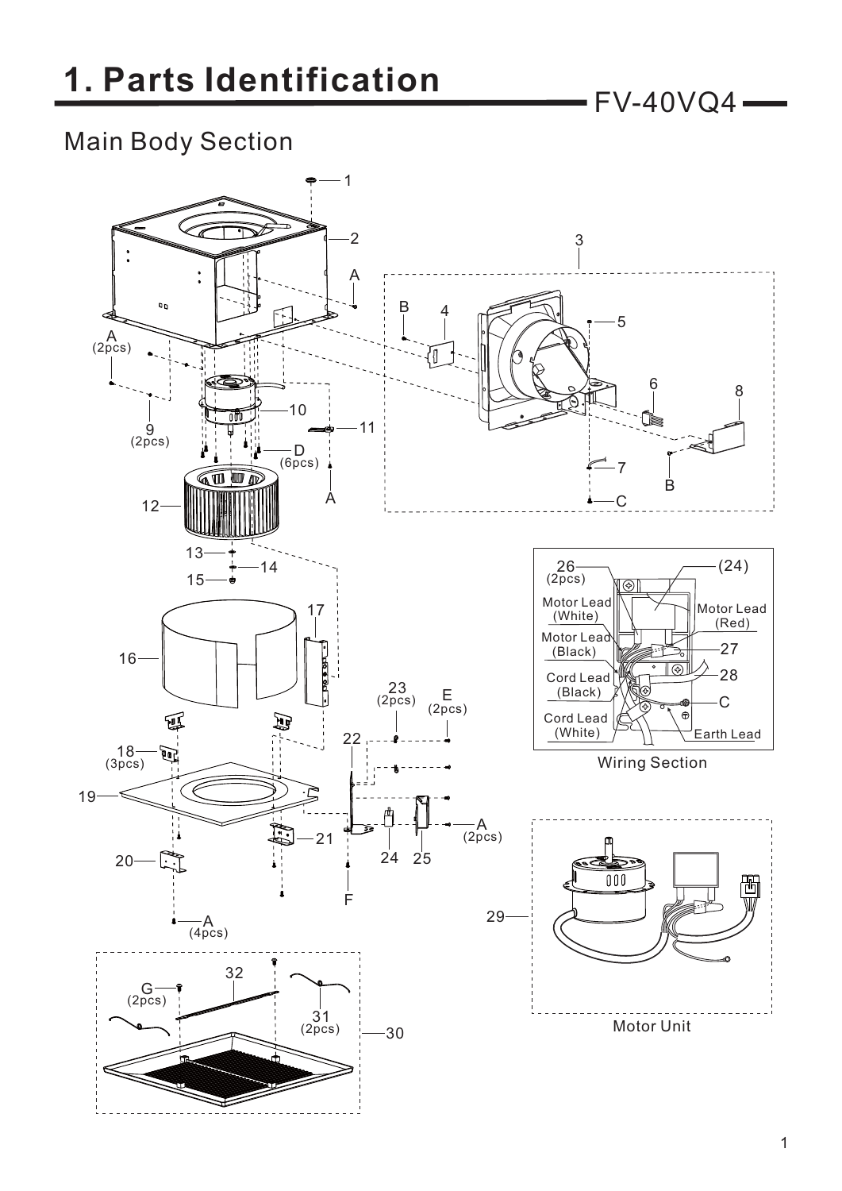# 1. Parts Identification

FV-40VQ4

## Main Body Section

Wiring Section

Motor Unit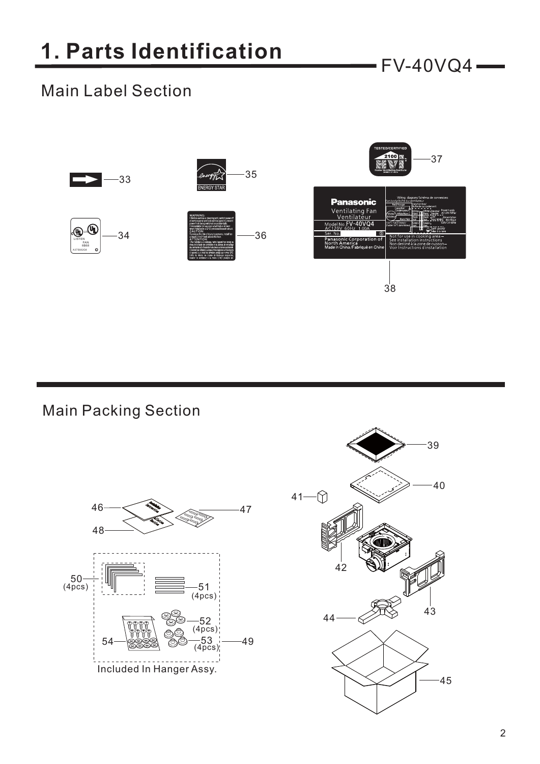# 1. Parts Identification

FV-40VQ4

## Main Label Section

33

34

35

36

37

38

## Main Packing Section

39

40

41

42

43

44

45

46

47

48

49

50 (4pcs)

51 (4pcs)

52 (4pcs)

53 (4pcs)

54

Included In Hanger Assy.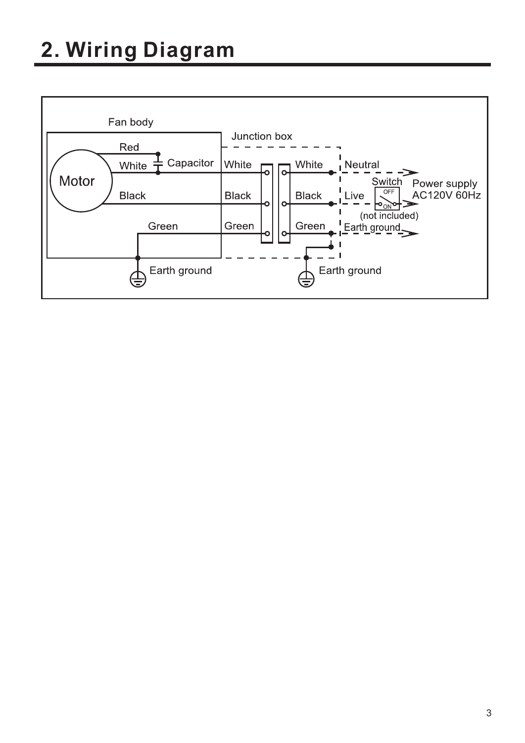# 2. Wiring Diagram

Fan body

Junction box

Red

White

Capacitor

Motor

Black

Green

White

Black

Green

White

Black

Green

Neutral

Switch

OFF

ON

Live

(not included)

Earth ground

Power supply
AC120V 60Hz

Earth ground

Earth ground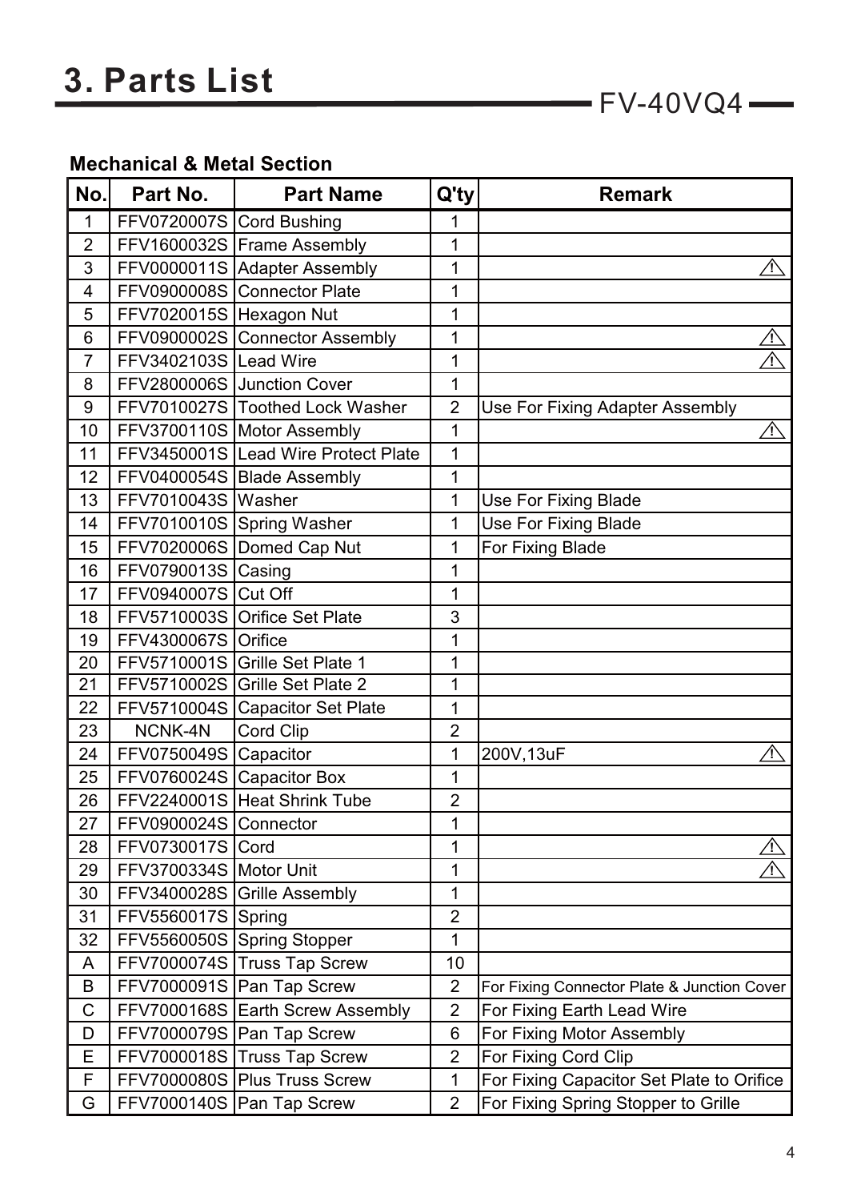# 3. Parts List

FV-40VQ4

### Mechanical & Metal Section

| No. | Part No. | Part Name | Q'ty | Remark |
|---|---|---|---|---|
| 1 | FFV0720007S | Cord Bushing | 1 | |
| 2 | FFV1600032S | Frame Assembly | 1 | |
| 3 | FFV0000011S | Adapter Assembly | 1 | ⚠ |
| 4 | FFV0900008S | Connector Plate | 1 | |
| 5 | FFV7020015S | Hexagon Nut | 1 | |
| 6 | FFV0900002S | Connector Assembly | 1 | ⚠ |
| 7 | FFV3402103S | Lead Wire | 1 | ⚠ |
| 8 | FFV2800006S | Junction Cover | 1 | |
| 9 | FFV7010027S | Toothed Lock Washer | 2 | Use For Fixing Adapter Assembly |
| 10 | FFV3700110S | Motor Assembly | 1 | ⚠ |
| 11 | FFV3450001S | Lead Wire Protect Plate | 1 | |
| 12 | FFV0400054S | Blade Assembly | 1 | |
| 13 | FFV7010043S | Washer | 1 | Use For Fixing Blade |
| 14 | FFV7010010S | Spring Washer | 1 | Use For Fixing Blade |
| 15 | FFV7020006S | Domed Cap Nut | 1 | For Fixing Blade |
| 16 | FFV0790013S | Casing | 1 | |
| 17 | FFV0940007S | Cut Off | 1 | |
| 18 | FFV5710003S | Orifice Set Plate | 3 | |
| 19 | FFV4300067S | Orifice | 1 | |
| 20 | FFV5710001S | Grille Set Plate 1 | 1 | |
| 21 | FFV5710002S | Grille Set Plate 2 | 1 | |
| 22 | FFV5710004S | Capacitor Set Plate | 1 | |
| 23 | NCNK-4N | Cord Clip | 2 | |
| 24 | FFV0750049S | Capacitor | 1 | 200V,13uF ⚠ |
| 25 | FFV0760024S | Capacitor Box | 1 | |
| 26 | FFV2240001S | Heat Shrink Tube | 2 | |
| 27 | FFV0900024S | Connector | 1 | |
| 28 | FFV0730017S | Cord | 1 | ⚠ |
| 29 | FFV3700334S | Motor Unit | 1 | ⚠ |
| 30 | FFV3400028S | Grille Assembly | 1 | |
| 31 | FFV5560017S | Spring | 2 | |
| 32 | FFV5560050S | Spring Stopper | 1 | |
| A | FFV7000074S | Truss Tap Screw | 10 | |
| B | FFV7000091S | Pan Tap Screw | 2 | For Fixing Connector Plate & Junction Cover |
| C | FFV7000168S | Earth Screw Assembly | 2 | For Fixing Earth Lead Wire |
| D | FFV7000079S | Pan Tap Screw | 6 | For Fixing Motor Assembly |
| E | FFV7000018S | Truss Tap Screw | 2 | For Fixing Cord Clip |
| F | FFV7000080S | Plus Truss Screw | 1 | For Fixing Capacitor Set Plate to Orifice |
| G | FFV7000140S | Pan Tap Screw | 2 | For Fixing Spring Stopper to Grille |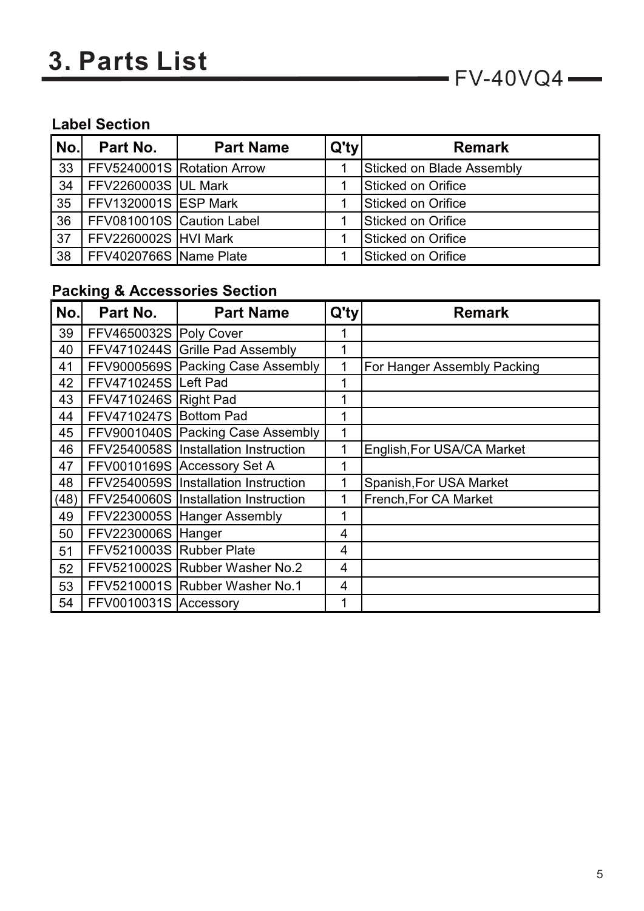# 3. Parts List

FV-40VQ4

### Label Section

| No. | Part No. | Part Name | Q'ty | Remark |
|---|---|---|---|---|
| 33 | FFV5240001S | Rotation Arrow | 1 | Sticked on Blade Assembly |
| 34 | FFV2260003S | UL Mark | 1 | Sticked on Orifice |
| 35 | FFV1320001S | ESP Mark | 1 | Sticked on Orifice |
| 36 | FFV0810010S | Caution Label | 1 | Sticked on Orifice |
| 37 | FFV2260002S | HVI Mark | 1 | Sticked on Orifice |
| 38 | FFV4020766S | Name Plate | 1 | Sticked on Orifice |

### Packing & Accessories Section

| No. | Part No. | Part Name | Q'ty | Remark |
|---|---|---|---|---|
| 39 | FFV4650032S | Poly Cover | 1 | |
| 40 | FFV4710244S | Grille Pad Assembly | 1 | |
| 41 | FFV9000569S | Packing Case Assembly | 1 | For Hanger Assembly Packing |
| 42 | FFV4710245S | Left Pad | 1 | |
| 43 | FFV4710246S | Right Pad | 1 | |
| 44 | FFV4710247S | Bottom Pad | 1 | |
| 45 | FFV9001040S | Packing Case Assembly | 1 | |
| 46 | FFV2540058S | Installation Instruction | 1 | English,For USA/CA Market |
| 47 | FFV0010169S | Accessory Set A | 1 | |
| 48 | FFV2540059S | Installation Instruction | 1 | Spanish,For USA Market |
| (48) | FFV2540060S | Installation Instruction | 1 | French,For CA Market |
| 49 | FFV2230005S | Hanger Assembly | 1 | |
| 50 | FFV2230006S | Hanger | 4 | |
| 51 | FFV5210003S | Rubber Plate | 4 | |
| 52 | FFV5210002S | Rubber Washer No.2 | 4 | |
| 53 | FFV5210001S | Rubber Washer No.1 | 4 | |
| 54 | FFV0010031S | Accessory | 1 | |